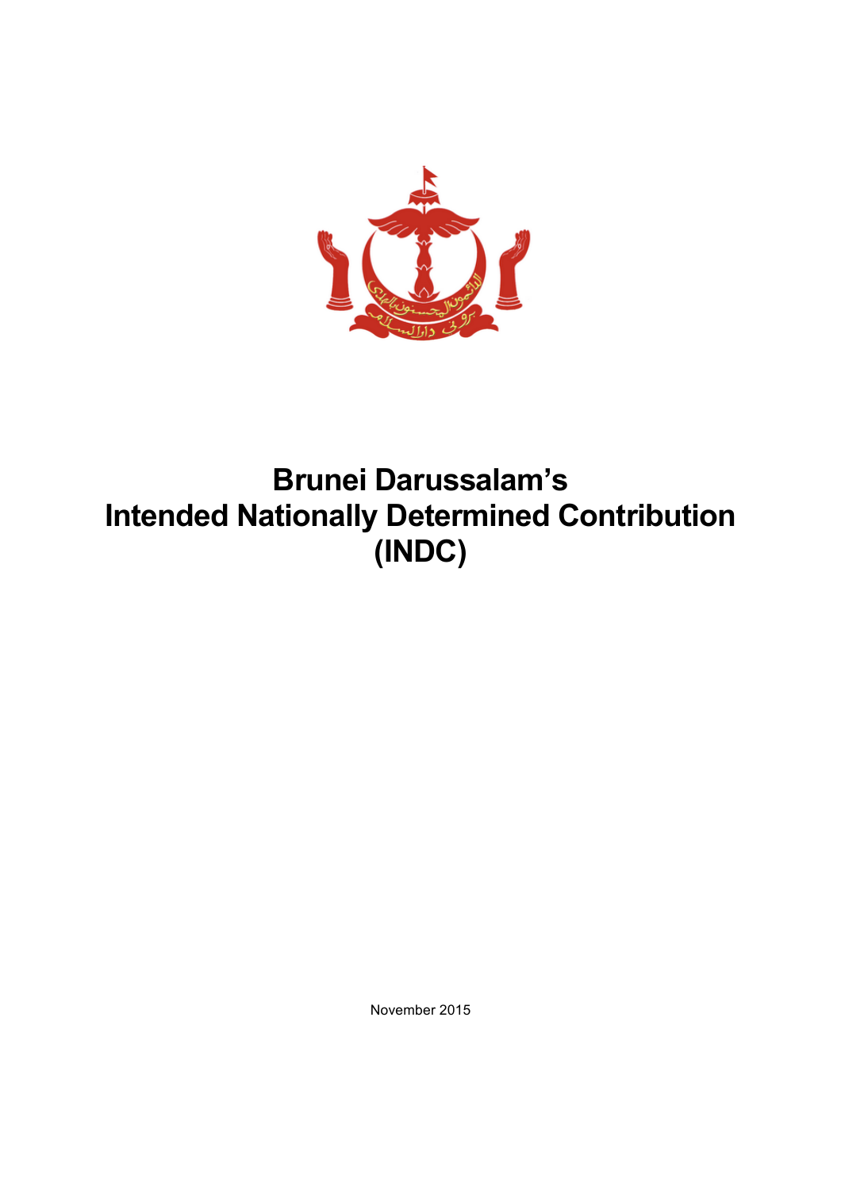# Brunei Darussalam's Intended Nationally Determined Contribution (INDC)

November 2015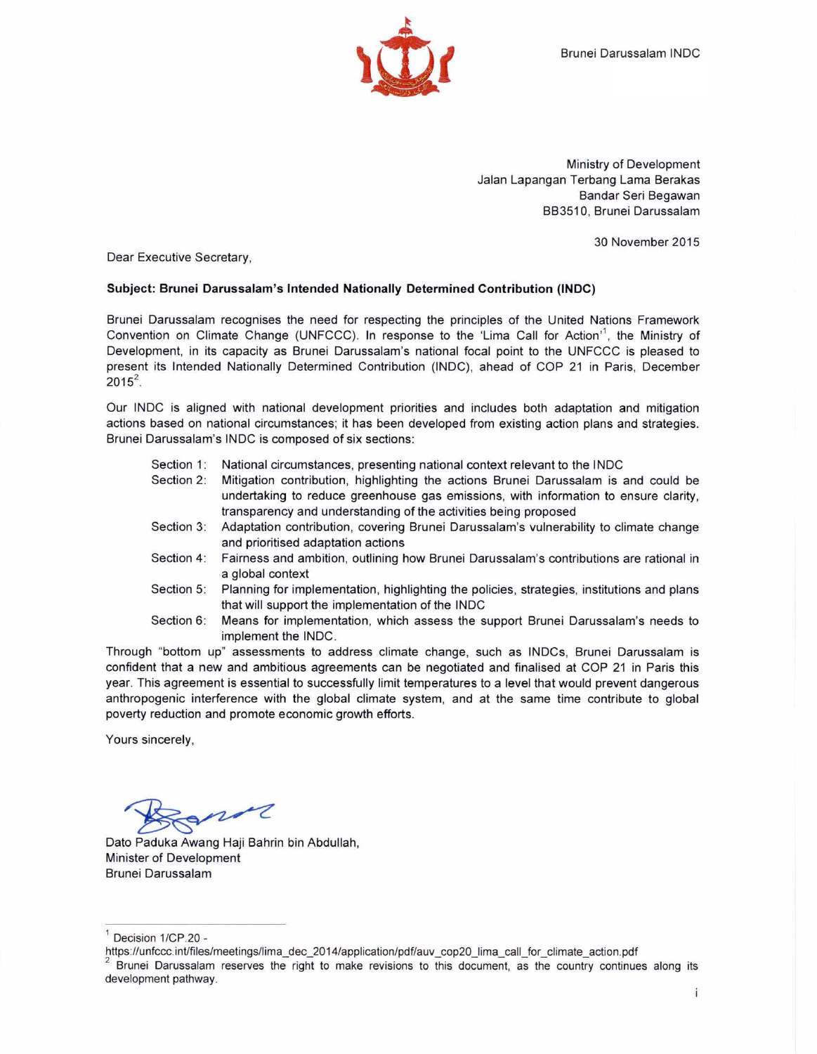Ministry of Development
Jalan Lapangan Terbang Lama Berakas
Bandar Seri Begawan
BB3510, Brunei Darussalam

30 November 2015

Dear Executive Secretary,

**Subject: Brunei Darussalam's Intended Nationally Determined Contribution (INDC)**

Brunei Darussalam recognises the need for respecting the principles of the United Nations Framework Convention on Climate Change (UNFCCC). In response to the 'Lima Call for Action'[1], the Ministry of Development, in its capacity as Brunei Darussalam's national focal point to the UNFCCC is pleased to present its Intended Nationally Determined Contribution (INDC), ahead of COP 21 in Paris, December 2015[2].

Our INDC is aligned with national development priorities and includes both adaptation and mitigation actions based on national circumstances; it has been developed from existing action plans and strategies. Brunei Darussalam's INDC is composed of six sections:

- Section 1: National circumstances, presenting national context relevant to the INDC
- Section 2: Mitigation contribution, highlighting the actions Brunei Darussalam is and could be undertaking to reduce greenhouse gas emissions, with information to ensure clarity, transparency and understanding of the activities being proposed
- Section 3: Adaptation contribution, covering Brunei Darussalam's vulnerability to climate change and prioritised adaptation actions
- Section 4: Fairness and ambition, outlining how Brunei Darussalam's contributions are rational in a global context
- Section 5: Planning for implementation, highlighting the policies, strategies, institutions and plans that will support the implementation of the INDC
- Section 6: Means for implementation, which assess the support Brunei Darussalam's needs to implement the INDC.

Through "bottom up" assessments to address climate change, such as INDCs, Brunei Darussalam is confident that a new and ambitious agreements can be negotiated and finalised at COP 21 in Paris this year. This agreement is essential to successfully limit temperatures to a level that would prevent dangerous anthropogenic interference with the global climate system, and at the same time contribute to global poverty reduction and promote economic growth efforts.

Yours sincerely,

Dato Paduka Awang Haji Bahrin bin Abdullah,
Minister of Development
Brunei Darussalam

---

[1] Decision 1/CP.20 - https://unfccc.int/files/meetings/lima_dec_2014/application/pdf/auv_cop20_lima_call_for_climate_action.pdf

[2] Brunei Darussalam reserves the right to make revisions to this document, as the country continues along its development pathway.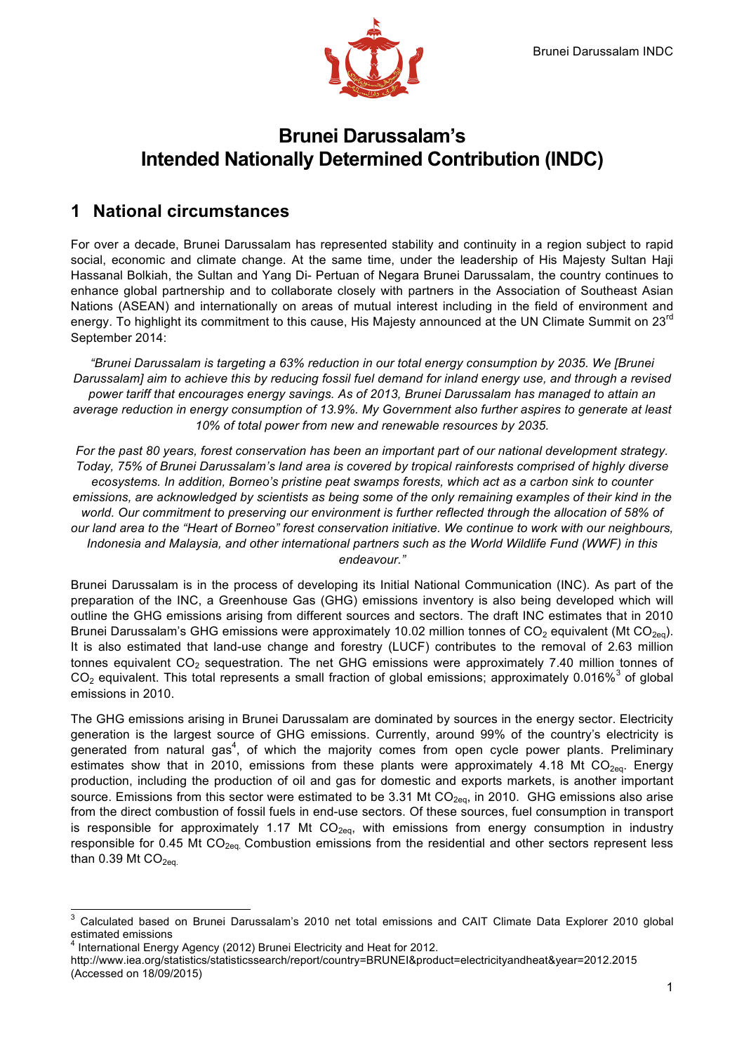# Brunei Darussalam's Intended Nationally Determined Contribution (INDC)

## 1 National circumstances

For over a decade, Brunei Darussalam has represented stability and continuity in a region subject to rapid social, economic and climate change. At the same time, under the leadership of His Majesty Sultan Haji Hassanal Bolkiah, the Sultan and Yang Di- Pertuan of Negara Brunei Darussalam, the country continues to enhance global partnership and to collaborate closely with partners in the Association of Southeast Asian Nations (ASEAN) and internationally on areas of mutual interest including in the field of environment and energy. To highlight its commitment to this cause, His Majesty announced at the UN Climate Summit on 23rd September 2014:

*"Brunei Darussalam is targeting a 63% reduction in our total energy consumption by 2035. We [Brunei Darussalam] aim to achieve this by reducing fossil fuel demand for inland energy use, and through a revised power tariff that encourages energy savings. As of 2013, Brunei Darussalam has managed to attain an average reduction in energy consumption of 13.9%. My Government also further aspires to generate at least 10% of total power from new and renewable resources by 2035.*

*For the past 80 years, forest conservation has been an important part of our national development strategy. Today, 75% of Brunei Darussalam's land area is covered by tropical rainforests comprised of highly diverse ecosystems. In addition, Borneo's pristine peat swamps forests, which act as a carbon sink to counter emissions, are acknowledged by scientists as being some of the only remaining examples of their kind in the world. Our commitment to preserving our environment is further reflected through the allocation of 58% of our land area to the "Heart of Borneo" forest conservation initiative. We continue to work with our neighbours, Indonesia and Malaysia, and other international partners such as the World Wildlife Fund (WWF) in this endeavour."*

Brunei Darussalam is in the process of developing its Initial National Communication (INC). As part of the preparation of the INC, a Greenhouse Gas (GHG) emissions inventory is also being developed which will outline the GHG emissions arising from different sources and sectors. The draft INC estimates that in 2010 Brunei Darussalam's GHG emissions were approximately 10.02 million tonnes of $CO_2$ equivalent (Mt $CO_{2eq}$). It is also estimated that land-use change and forestry (LUCF) contributes to the removal of 2.63 million tonnes equivalent $CO_2$ sequestration. The net GHG emissions were approximately 7.40 million tonnes of $CO_2$ equivalent. This total represents a small fraction of global emissions; approximately 0.016%[3] of global emissions in 2010.

The GHG emissions arising in Brunei Darussalam are dominated by sources in the energy sector. Electricity generation is the largest source of GHG emissions. Currently, around 99% of the country's electricity is generated from natural gas[4], of which the majority comes from open cycle power plants. Preliminary estimates show that in 2010, emissions from these plants were approximately 4.18 Mt $CO_{2eq}$. Energy production, including the production of oil and gas for domestic and exports markets, is another important source. Emissions from this sector were estimated to be 3.31 Mt $CO_{2eq}$, in 2010. GHG emissions also arise from the direct combustion of fossil fuels in end-use sectors. Of these sources, fuel consumption in transport is responsible for approximately 1.17 Mt $CO_{2eq}$, with emissions from energy consumption in industry responsible for 0.45 Mt $CO_{2eq.}$ Combustion emissions from the residential and other sectors represent less than 0.39 Mt $CO_{2eq.}$

---

[3] Calculated based on Brunei Darussalam's 2010 net total emissions and CAIT Climate Data Explorer 2010 global estimated emissions

[4] International Energy Agency (2012) Brunei Electricity and Heat for 2012. http://www.iea.org/statistics/statisticssearch/report/country=BRUNEI&product=electricityandheat&year=2012.2015 (Accessed on 18/09/2015)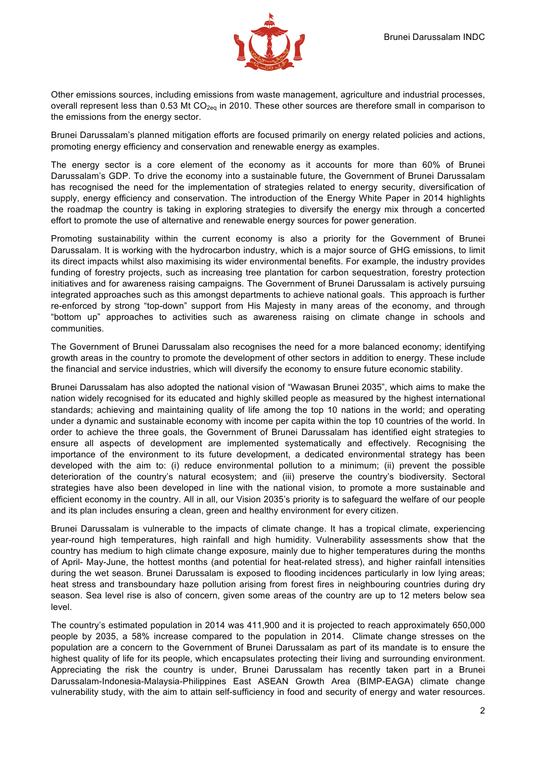Other emissions sources, including emissions from waste management, agriculture and industrial processes, overall represent less than 0.53 Mt $CO_{2eq}$ in 2010. These other sources are therefore small in comparison to the emissions from the energy sector.

Brunei Darussalam's planned mitigation efforts are focused primarily on energy related policies and actions, promoting energy efficiency and conservation and renewable energy as examples.

The energy sector is a core element of the economy as it accounts for more than 60% of Brunei Darussalam's GDP. To drive the economy into a sustainable future, the Government of Brunei Darussalam has recognised the need for the implementation of strategies related to energy security, diversification of supply, energy efficiency and conservation. The introduction of the Energy White Paper in 2014 highlights the roadmap the country is taking in exploring strategies to diversify the energy mix through a concerted effort to promote the use of alternative and renewable energy sources for power generation.

Promoting sustainability within the current economy is also a priority for the Government of Brunei Darussalam. It is working with the hydrocarbon industry, which is a major source of GHG emissions, to limit its direct impacts whilst also maximising its wider environmental benefits. For example, the industry provides funding of forestry projects, such as increasing tree plantation for carbon sequestration, forestry protection initiatives and for awareness raising campaigns. The Government of Brunei Darussalam is actively pursuing integrated approaches such as this amongst departments to achieve national goals. This approach is further re-enforced by strong "top-down" support from His Majesty in many areas of the economy, and through "bottom up" approaches to activities such as awareness raising on climate change in schools and communities.

The Government of Brunei Darussalam also recognises the need for a more balanced economy; identifying growth areas in the country to promote the development of other sectors in addition to energy. These include the financial and service industries, which will diversify the economy to ensure future economic stability.

Brunei Darussalam has also adopted the national vision of "Wawasan Brunei 2035", which aims to make the nation widely recognised for its educated and highly skilled people as measured by the highest international standards; achieving and maintaining quality of life among the top 10 nations in the world; and operating under a dynamic and sustainable economy with income per capita within the top 10 countries of the world. In order to achieve the three goals, the Government of Brunei Darussalam has identified eight strategies to ensure all aspects of development are implemented systematically and effectively. Recognising the importance of the environment to its future development, a dedicated environmental strategy has been developed with the aim to: (i) reduce environmental pollution to a minimum; (ii) prevent the possible deterioration of the country's natural ecosystem; and (iii) preserve the country's biodiversity. Sectoral strategies have also been developed in line with the national vision, to promote a more sustainable and efficient economy in the country. All in all, our Vision 2035's priority is to safeguard the welfare of our people and its plan includes ensuring a clean, green and healthy environment for every citizen.

Brunei Darussalam is vulnerable to the impacts of climate change. It has a tropical climate, experiencing year-round high temperatures, high rainfall and high humidity. Vulnerability assessments show that the country has medium to high climate change exposure, mainly due to higher temperatures during the months of April- May-June, the hottest months (and potential for heat-related stress), and higher rainfall intensities during the wet season. Brunei Darussalam is exposed to flooding incidences particularly in low lying areas; heat stress and transboundary haze pollution arising from forest fires in neighbouring countries during dry season. Sea level rise is also of concern, given some areas of the country are up to 12 meters below sea level.

The country's estimated population in 2014 was 411,900 and it is projected to reach approximately 650,000 people by 2035, a 58% increase compared to the population in 2014. Climate change stresses on the population are a concern to the Government of Brunei Darussalam as part of its mandate is to ensure the highest quality of life for its people, which encapsulates protecting their living and surrounding environment. Appreciating the risk the country is under, Brunei Darussalam has recently taken part in a Brunei Darussalam-Indonesia-Malaysia-Philippines East ASEAN Growth Area (BIMP-EAGA) climate change vulnerability study, with the aim to attain self-sufficiency in food and security of energy and water resources.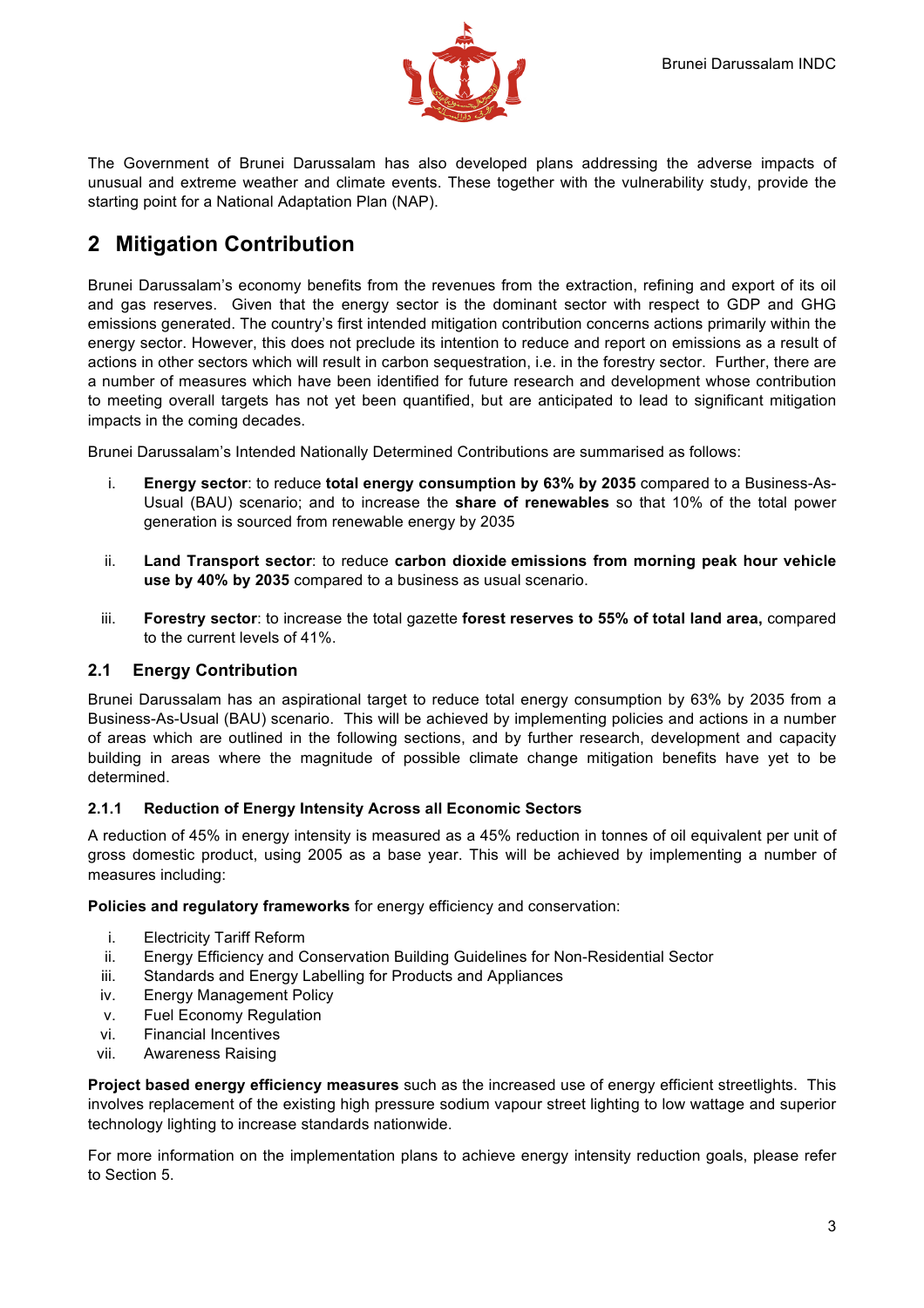The Government of Brunei Darussalam has also developed plans addressing the adverse impacts of unusual and extreme weather and climate events. These together with the vulnerability study, provide the starting point for a National Adaptation Plan (NAP).

# 2 Mitigation Contribution

Brunei Darussalam's economy benefits from the revenues from the extraction, refining and export of its oil and gas reserves. Given that the energy sector is the dominant sector with respect to GDP and GHG emissions generated. The country's first intended mitigation contribution concerns actions primarily within the energy sector. However, this does not preclude its intention to reduce and report on emissions as a result of actions in other sectors which will result in carbon sequestration, i.e. in the forestry sector. Further, there are a number of measures which have been identified for future research and development whose contribution to meeting overall targets has not yet been quantified, but are anticipated to lead to significant mitigation impacts in the coming decades.

Brunei Darussalam's Intended Nationally Determined Contributions are summarised as follows:

i. **Energy sector**: to reduce **total energy consumption by 63% by 2035** compared to a Business-As-Usual (BAU) scenario; and to increase the **share of renewables** so that 10% of the total power generation is sourced from renewable energy by 2035

ii. **Land Transport sector**: to reduce **carbon dioxide emissions from morning peak hour vehicle use by 40% by 2035** compared to a business as usual scenario.

iii. **Forestry sector**: to increase the total gazette **forest reserves to 55% of total land area,** compared to the current levels of 41%.

## 2.1 Energy Contribution

Brunei Darussalam has an aspirational target to reduce total energy consumption by 63% by 2035 from a Business-As-Usual (BAU) scenario. This will be achieved by implementing policies and actions in a number of areas which are outlined in the following sections, and by further research, development and capacity building in areas where the magnitude of possible climate change mitigation benefits have yet to be determined.

### 2.1.1 Reduction of Energy Intensity Across all Economic Sectors

A reduction of 45% in energy intensity is measured as a 45% reduction in tonnes of oil equivalent per unit of gross domestic product, using 2005 as a base year. This will be achieved by implementing a number of measures including:

**Policies and regulatory frameworks** for energy efficiency and conservation:

i. Electricity Tariff Reform
ii. Energy Efficiency and Conservation Building Guidelines for Non-Residential Sector
iii. Standards and Energy Labelling for Products and Appliances
iv. Energy Management Policy
v. Fuel Economy Regulation
vi. Financial Incentives
vii. Awareness Raising

**Project based energy efficiency measures** such as the increased use of energy efficient streetlights. This involves replacement of the existing high pressure sodium vapour street lighting to low wattage and superior technology lighting to increase standards nationwide.

For more information on the implementation plans to achieve energy intensity reduction goals, please refer to Section 5.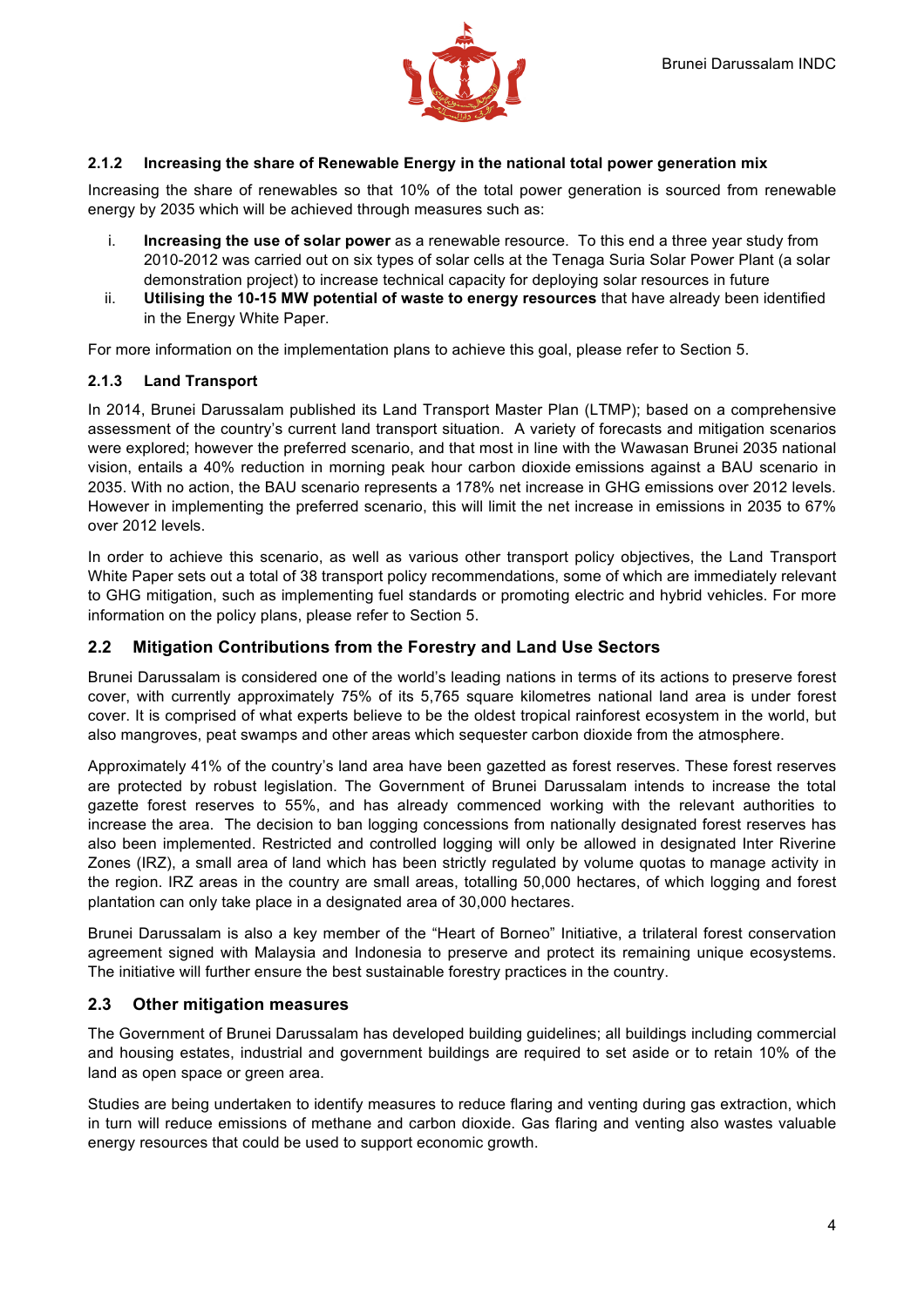### 2.1.2 Increasing the share of Renewable Energy in the national total power generation mix

Increasing the share of renewables so that 10% of the total power generation is sourced from renewable energy by 2035 which will be achieved through measures such as:

i. **Increasing the use of solar power** as a renewable resource. To this end a three year study from 2010-2012 was carried out on six types of solar cells at the Tenaga Suria Solar Power Plant (a solar demonstration project) to increase technical capacity for deploying solar resources in future
ii. **Utilising the 10-15 MW potential of waste to energy resources** that have already been identified in the Energy White Paper.

For more information on the implementation plans to achieve this goal, please refer to Section 5.

### 2.1.3 Land Transport

In 2014, Brunei Darussalam published its Land Transport Master Plan (LTMP); based on a comprehensive assessment of the country's current land transport situation. A variety of forecasts and mitigation scenarios were explored; however the preferred scenario, and that most in line with the Wawasan Brunei 2035 national vision, entails a 40% reduction in morning peak hour carbon dioxide emissions against a BAU scenario in 2035. With no action, the BAU scenario represents a 178% net increase in GHG emissions over 2012 levels. However in implementing the preferred scenario, this will limit the net increase in emissions in 2035 to 67% over 2012 levels.

In order to achieve this scenario, as well as various other transport policy objectives, the Land Transport White Paper sets out a total of 38 transport policy recommendations, some of which are immediately relevant to GHG mitigation, such as implementing fuel standards or promoting electric and hybrid vehicles. For more information on the policy plans, please refer to Section 5.

## 2.2 Mitigation Contributions from the Forestry and Land Use Sectors

Brunei Darussalam is considered one of the world's leading nations in terms of its actions to preserve forest cover, with currently approximately 75% of its 5,765 square kilometres national land area is under forest cover. It is comprised of what experts believe to be the oldest tropical rainforest ecosystem in the world, but also mangroves, peat swamps and other areas which sequester carbon dioxide from the atmosphere.

Approximately 41% of the country's land area have been gazetted as forest reserves. These forest reserves are protected by robust legislation. The Government of Brunei Darussalam intends to increase the total gazette forest reserves to 55%, and has already commenced working with the relevant authorities to increase the area. The decision to ban logging concessions from nationally designated forest reserves has also been implemented. Restricted and controlled logging will only be allowed in designated Inter Riverine Zones (IRZ), a small area of land which has been strictly regulated by volume quotas to manage activity in the region. IRZ areas in the country are small areas, totalling 50,000 hectares, of which logging and forest plantation can only take place in a designated area of 30,000 hectares.

Brunei Darussalam is also a key member of the "Heart of Borneo" Initiative, a trilateral forest conservation agreement signed with Malaysia and Indonesia to preserve and protect its remaining unique ecosystems. The initiative will further ensure the best sustainable forestry practices in the country.

## 2.3 Other mitigation measures

The Government of Brunei Darussalam has developed building guidelines; all buildings including commercial and housing estates, industrial and government buildings are required to set aside or to retain 10% of the land as open space or green area.

Studies are being undertaken to identify measures to reduce flaring and venting during gas extraction, which in turn will reduce emissions of methane and carbon dioxide. Gas flaring and venting also wastes valuable energy resources that could be used to support economic growth.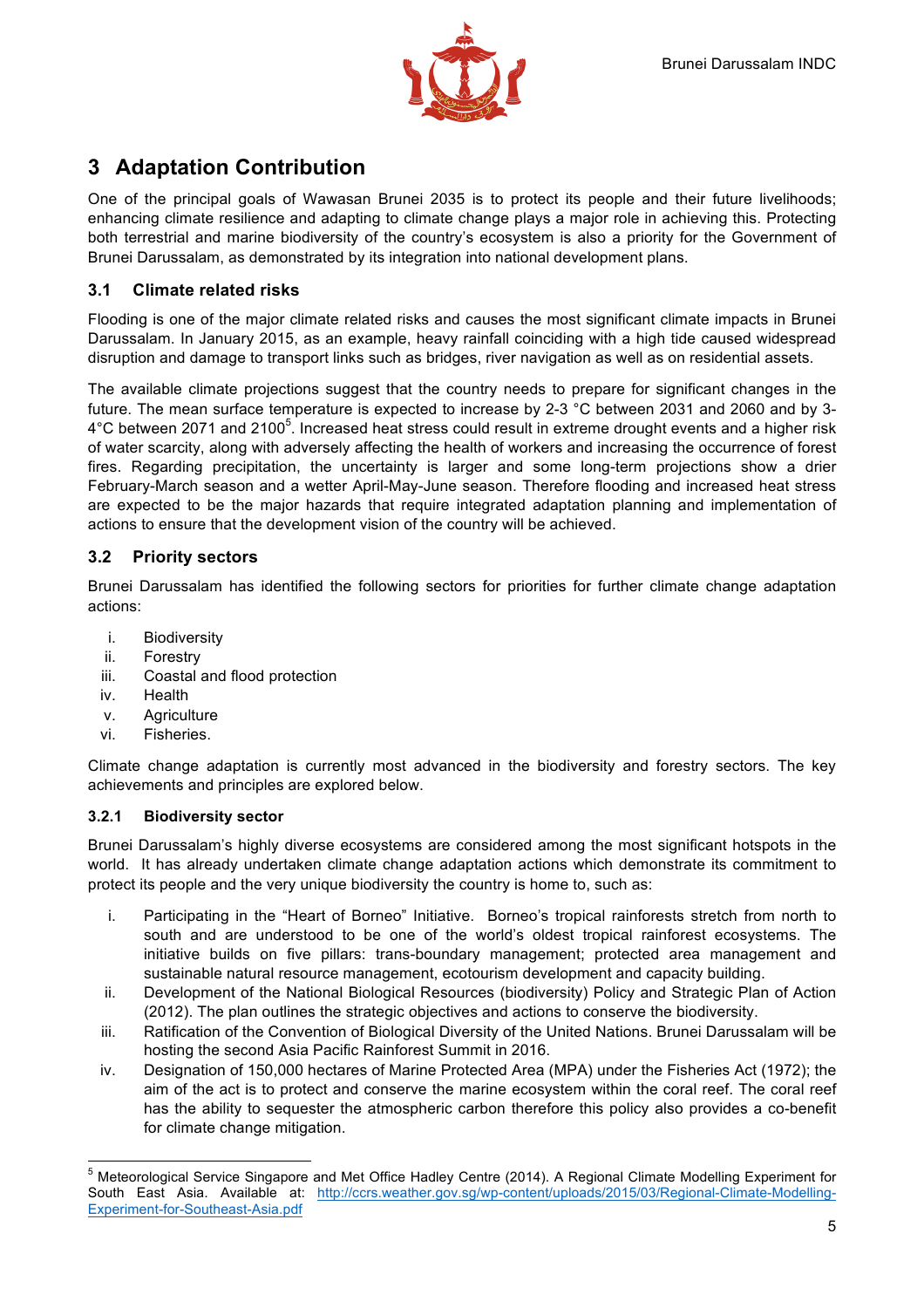# 3 Adaptation Contribution

One of the principal goals of Wawasan Brunei 2035 is to protect its people and their future livelihoods; enhancing climate resilience and adapting to climate change plays a major role in achieving this. Protecting both terrestrial and marine biodiversity of the country's ecosystem is also a priority for the Government of Brunei Darussalam, as demonstrated by its integration into national development plans.

## 3.1 Climate related risks

Flooding is one of the major climate related risks and causes the most significant climate impacts in Brunei Darussalam. In January 2015, as an example, heavy rainfall coinciding with a high tide caused widespread disruption and damage to transport links such as bridges, river navigation as well as on residential assets.

The available climate projections suggest that the country needs to prepare for significant changes in the future. The mean surface temperature is expected to increase by 2-3 °C between 2031 and 2060 and by 3-4°C between 2071 and 2100[5]. Increased heat stress could result in extreme drought events and a higher risk of water scarcity, along with adversely affecting the health of workers and increasing the occurrence of forest fires. Regarding precipitation, the uncertainty is larger and some long-term projections show a drier February-March season and a wetter April-May-June season. Therefore flooding and increased heat stress are expected to be the major hazards that require integrated adaptation planning and implementation of actions to ensure that the development vision of the country will be achieved.

## 3.2 Priority sectors

Brunei Darussalam has identified the following sectors for priorities for further climate change adaptation actions:

i. Biodiversity
ii. Forestry
iii. Coastal and flood protection
iv. Health
v. Agriculture
vi. Fisheries.

Climate change adaptation is currently most advanced in the biodiversity and forestry sectors. The key achievements and principles are explored below.

### 3.2.1 Biodiversity sector

Brunei Darussalam's highly diverse ecosystems are considered among the most significant hotspots in the world. It has already undertaken climate change adaptation actions which demonstrate its commitment to protect its people and the very unique biodiversity the country is home to, such as:

i. Participating in the "Heart of Borneo" Initiative. Borneo's tropical rainforests stretch from north to south and are understood to be one of the world's oldest tropical rainforest ecosystems. The initiative builds on five pillars: trans-boundary management; protected area management and sustainable natural resource management, ecotourism development and capacity building.
ii. Development of the National Biological Resources (biodiversity) Policy and Strategic Plan of Action (2012). The plan outlines the strategic objectives and actions to conserve the biodiversity.
iii. Ratification of the Convention of Biological Diversity of the United Nations. Brunei Darussalam will be hosting the second Asia Pacific Rainforest Summit in 2016.
iv. Designation of 150,000 hectares of Marine Protected Area (MPA) under the Fisheries Act (1972); the aim of the act is to protect and conserve the marine ecosystem within the coral reef. The coral reef has the ability to sequester the atmospheric carbon therefore this policy also provides a co-benefit for climate change mitigation.

---

[5] Meteorological Service Singapore and Met Office Hadley Centre (2014). A Regional Climate Modelling Experiment for South East Asia. Available at: [http://ccrs.weather.gov.sg/wp-content/uploads/2015/03/Regional-Climate-Modelling-Experiment-for-Southeast-Asia.pdf](http://ccrs.weather.gov.sg/wp-content/uploads/2015/03/Regional-Climate-Modelling-Experiment-for-Southeast-Asia.pdf)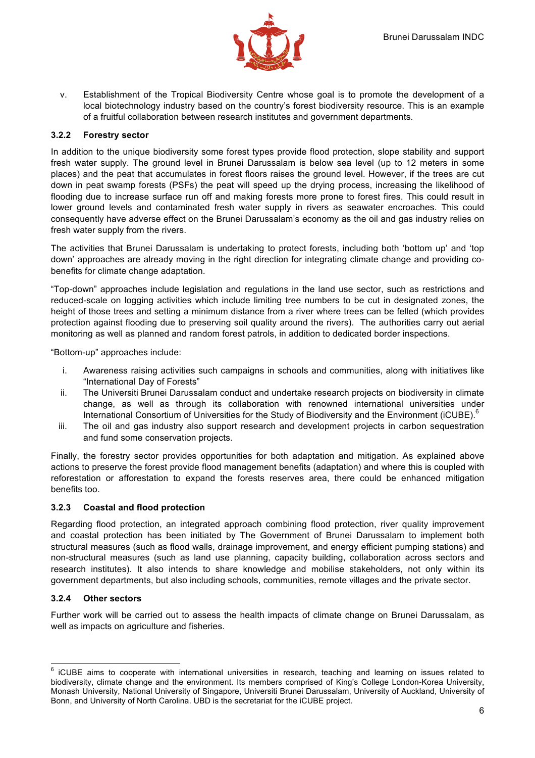v. Establishment of the Tropical Biodiversity Centre whose goal is to promote the development of a local biotechnology industry based on the country's forest biodiversity resource. This is an example of a fruitful collaboration between research institutes and government departments.

### 3.2.2 Forestry sector

In addition to the unique biodiversity some forest types provide flood protection, slope stability and support fresh water supply. The ground level in Brunei Darussalam is below sea level (up to 12 meters in some places) and the peat that accumulates in forest floors raises the ground level. However, if the trees are cut down in peat swamp forests (PSFs) the peat will speed up the drying process, increasing the likelihood of flooding due to increase surface run off and making forests more prone to forest fires. This could result in lower ground levels and contaminated fresh water supply in rivers as seawater encroaches. This could consequently have adverse effect on the Brunei Darussalam's economy as the oil and gas industry relies on fresh water supply from the rivers.

The activities that Brunei Darussalam is undertaking to protect forests, including both 'bottom up' and 'top down' approaches are already moving in the right direction for integrating climate change and providing co-benefits for climate change adaptation.

"Top-down" approaches include legislation and regulations in the land use sector, such as restrictions and reduced-scale on logging activities which include limiting tree numbers to be cut in designated zones, the height of those trees and setting a minimum distance from a river where trees can be felled (which provides protection against flooding due to preserving soil quality around the rivers). The authorities carry out aerial monitoring as well as planned and random forest patrols, in addition to dedicated border inspections.

"Bottom-up" approaches include:

i. Awareness raising activities such campaigns in schools and communities, along with initiatives like "International Day of Forests"
ii. The Universiti Brunei Darussalam conduct and undertake research projects on biodiversity in climate change, as well as through its collaboration with renowned international universities under International Consortium of Universities for the Study of Biodiversity and the Environment (iCUBE).[6]
iii. The oil and gas industry also support research and development projects in carbon sequestration and fund some conservation projects.

Finally, the forestry sector provides opportunities for both adaptation and mitigation. As explained above actions to preserve the forest provide flood management benefits (adaptation) and where this is coupled with reforestation or afforestation to expand the forests reserves area, there could be enhanced mitigation benefits too.

### 3.2.3 Coastal and flood protection

Regarding flood protection, an integrated approach combining flood protection, river quality improvement and coastal protection has been initiated by The Government of Brunei Darussalam to implement both structural measures (such as flood walls, drainage improvement, and energy efficient pumping stations) and non-structural measures (such as land use planning, capacity building, collaboration across sectors and research institutes). It also intends to share knowledge and mobilise stakeholders, not only within its government departments, but also including schools, communities, remote villages and the private sector.

### 3.2.4 Other sectors

Further work will be carried out to assess the health impacts of climate change on Brunei Darussalam, as well as impacts on agriculture and fisheries.

---

[6] iCUBE aims to cooperate with international universities in research, teaching and learning on issues related to biodiversity, climate change and the environment. Its members comprised of King's College London-Korea University, Monash University, National University of Singapore, Universiti Brunei Darussalam, University of Auckland, University of Bonn, and University of North Carolina. UBD is the secretariat for the iCUBE project.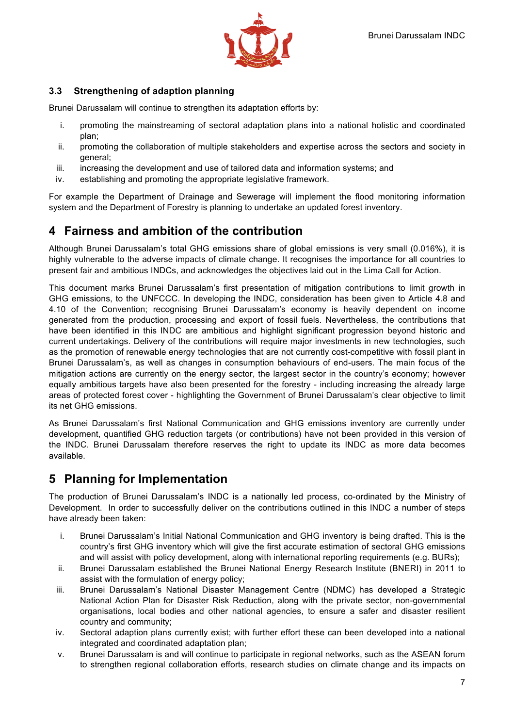### 3.3 Strengthening of adaption planning

Brunei Darussalam will continue to strengthen its adaptation efforts by:

i. promoting the mainstreaming of sectoral adaptation plans into a national holistic and coordinated plan;
ii. promoting the collaboration of multiple stakeholders and expertise across the sectors and society in general;
iii. increasing the development and use of tailored data and information systems; and
iv. establishing and promoting the appropriate legislative framework.

For example the Department of Drainage and Sewerage will implement the flood monitoring information system and the Department of Forestry is planning to undertake an updated forest inventory.

## 4 Fairness and ambition of the contribution

Although Brunei Darussalam's total GHG emissions share of global emissions is very small (0.016%), it is highly vulnerable to the adverse impacts of climate change. It recognises the importance for all countries to present fair and ambitious INDCs, and acknowledges the objectives laid out in the Lima Call for Action.

This document marks Brunei Darussalam's first presentation of mitigation contributions to limit growth in GHG emissions, to the UNFCCC. In developing the INDC, consideration has been given to Article 4.8 and 4.10 of the Convention; recognising Brunei Darussalam's economy is heavily dependent on income generated from the production, processing and export of fossil fuels. Nevertheless, the contributions that have been identified in this INDC are ambitious and highlight significant progression beyond historic and current undertakings. Delivery of the contributions will require major investments in new technologies, such as the promotion of renewable energy technologies that are not currently cost-competitive with fossil plant in Brunei Darussalam's, as well as changes in consumption behaviours of end-users. The main focus of the mitigation actions are currently on the energy sector, the largest sector in the country's economy; however equally ambitious targets have also been presented for the forestry - including increasing the already large areas of protected forest cover - highlighting the Government of Brunei Darussalam's clear objective to limit its net GHG emissions.

As Brunei Darussalam's first National Communication and GHG emissions inventory are currently under development, quantified GHG reduction targets (or contributions) have not been provided in this version of the INDC. Brunei Darussalam therefore reserves the right to update its INDC as more data becomes available.

## 5 Planning for Implementation

The production of Brunei Darussalam's INDC is a nationally led process, co-ordinated by the Ministry of Development. In order to successfully deliver on the contributions outlined in this INDC a number of steps have already been taken:

i. Brunei Darussalam's Initial National Communication and GHG inventory is being drafted. This is the country's first GHG inventory which will give the first accurate estimation of sectoral GHG emissions and will assist with policy development, along with international reporting requirements (e.g. BURs);
ii. Brunei Darussalam established the Brunei National Energy Research Institute (BNERI) in 2011 to assist with the formulation of energy policy;
iii. Brunei Darussalam's National Disaster Management Centre (NDMC) has developed a Strategic National Action Plan for Disaster Risk Reduction, along with the private sector, non-governmental organisations, local bodies and other national agencies, to ensure a safer and disaster resilient country and community;
iv. Sectoral adaption plans currently exist; with further effort these can been developed into a national integrated and coordinated adaptation plan;
v. Brunei Darussalam is and will continue to participate in regional networks, such as the ASEAN forum to strengthen regional collaboration efforts, research studies on climate change and its impacts on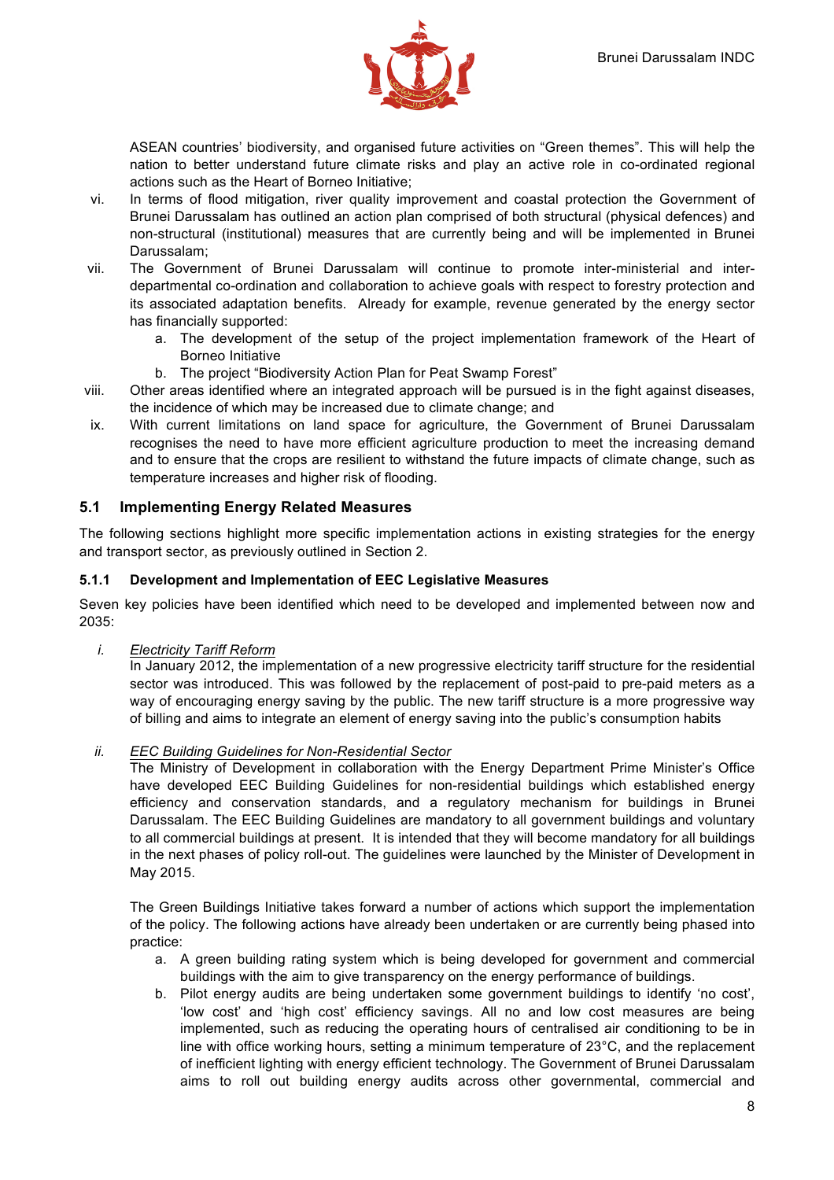ASEAN countries' biodiversity, and organised future activities on "Green themes". This will help the nation to better understand future climate risks and play an active role in co-ordinated regional actions such as the Heart of Borneo Initiative;

vi. In terms of flood mitigation, river quality improvement and coastal protection the Government of Brunei Darussalam has outlined an action plan comprised of both structural (physical defences) and non-structural (institutional) measures that are currently being and will be implemented in Brunei Darussalam;

vii. The Government of Brunei Darussalam will continue to promote inter-ministerial and inter-departmental co-ordination and collaboration to achieve goals with respect to forestry protection and its associated adaptation benefits. Already for example, revenue generated by the energy sector has financially supported:
   a. The development of the setup of the project implementation framework of the Heart of Borneo Initiative
   b. The project "Biodiversity Action Plan for Peat Swamp Forest"

viii. Other areas identified where an integrated approach will be pursued is in the fight against diseases, the incidence of which may be increased due to climate change; and

ix. With current limitations on land space for agriculture, the Government of Brunei Darussalam recognises the need to have more efficient agriculture production to meet the increasing demand and to ensure that the crops are resilient to withstand the future impacts of climate change, such as temperature increases and higher risk of flooding.

## 5.1 Implementing Energy Related Measures

The following sections highlight more specific implementation actions in existing strategies for the energy and transport sector, as previously outlined in Section 2.

### 5.1.1 Development and Implementation of EEC Legislative Measures

Seven key policies have been identified which need to be developed and implemented between now and 2035:

*i.* *Electricity Tariff Reform*

In January 2012, the implementation of a new progressive electricity tariff structure for the residential sector was introduced. This was followed by the replacement of post-paid to pre-paid meters as a way of encouraging energy saving by the public. The new tariff structure is a more progressive way of billing and aims to integrate an element of energy saving into the public's consumption habits

*ii.* *EEC Building Guidelines for Non-Residential Sector*

The Ministry of Development in collaboration with the Energy Department Prime Minister's Office have developed EEC Building Guidelines for non-residential buildings which established energy efficiency and conservation standards, and a regulatory mechanism for buildings in Brunei Darussalam. The EEC Building Guidelines are mandatory to all government buildings and voluntary to all commercial buildings at present. It is intended that they will become mandatory for all buildings in the next phases of policy roll-out. The guidelines were launched by the Minister of Development in May 2015.

The Green Buildings Initiative takes forward a number of actions which support the implementation of the policy. The following actions have already been undertaken or are currently being phased into practice:

a. A green building rating system which is being developed for government and commercial buildings with the aim to give transparency on the energy performance of buildings.
b. Pilot energy audits are being undertaken some government buildings to identify 'no cost', 'low cost' and 'high cost' efficiency savings. All no and low cost measures are being implemented, such as reducing the operating hours of centralised air conditioning to be in line with office working hours, setting a minimum temperature of 23°C, and the replacement of inefficient lighting with energy efficient technology. The Government of Brunei Darussalam aims to roll out building energy audits across other governmental, commercial and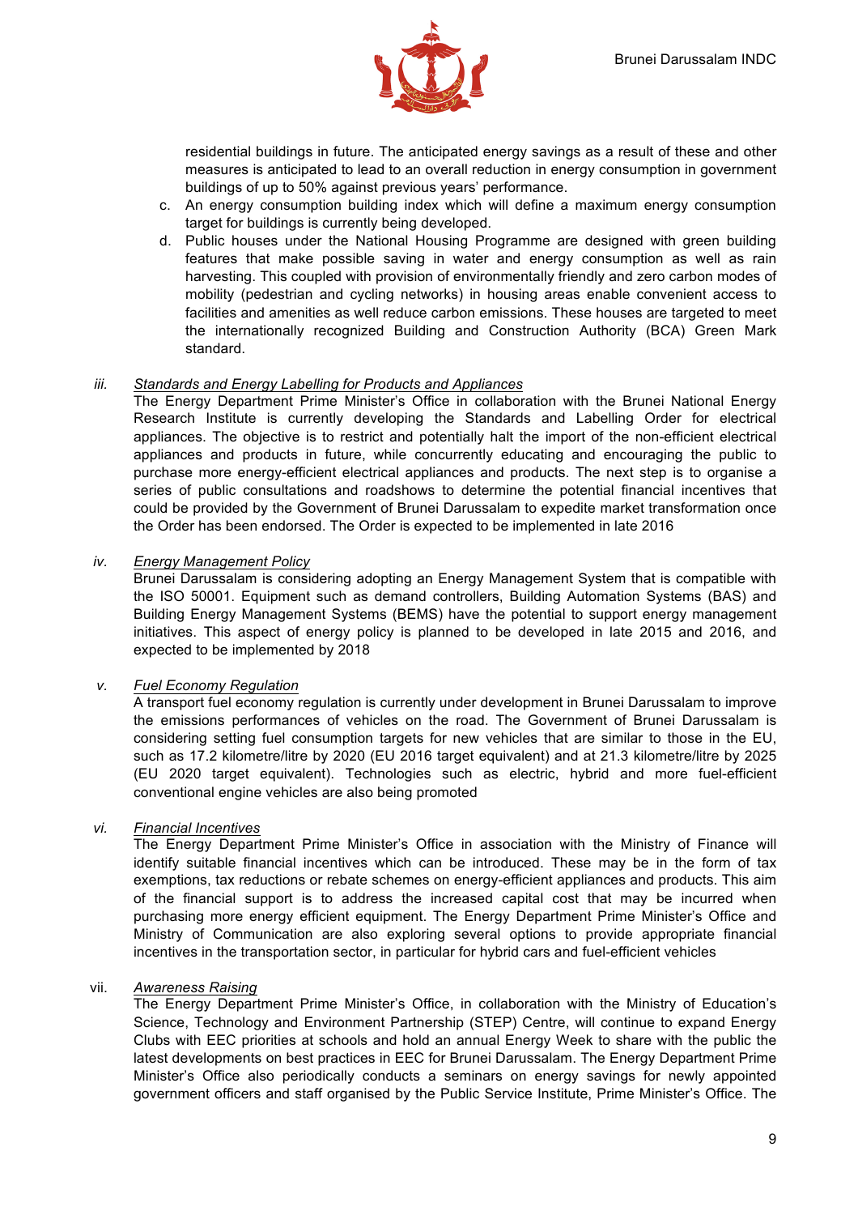residential buildings in future. The anticipated energy savings as a result of these and other measures is anticipated to lead to an overall reduction in energy consumption in government buildings of up to 50% against previous years' performance.

c. An energy consumption building index which will define a maximum energy consumption target for buildings is currently being developed.
d. Public houses under the National Housing Programme are designed with green building features that make possible saving in water and energy consumption as well as rain harvesting. This coupled with provision of environmentally friendly and zero carbon modes of mobility (pedestrian and cycling networks) in housing areas enable convenient access to facilities and amenities as well reduce carbon emissions. These houses are targeted to meet the internationally recognized Building and Construction Authority (BCA) Green Mark standard.

*iii.* *Standards and Energy Labelling for Products and Appliances*

The Energy Department Prime Minister's Office in collaboration with the Brunei National Energy Research Institute is currently developing the Standards and Labelling Order for electrical appliances. The objective is to restrict and potentially halt the import of the non-efficient electrical appliances and products in future, while concurrently educating and encouraging the public to purchase more energy-efficient electrical appliances and products. The next step is to organise a series of public consultations and roadshows to determine the potential financial incentives that could be provided by the Government of Brunei Darussalam to expedite market transformation once the Order has been endorsed. The Order is expected to be implemented in late 2016

*iv.* *Energy Management Policy*

Brunei Darussalam is considering adopting an Energy Management System that is compatible with the ISO 50001. Equipment such as demand controllers, Building Automation Systems (BAS) and Building Energy Management Systems (BEMS) have the potential to support energy management initiatives. This aspect of energy policy is planned to be developed in late 2015 and 2016, and expected to be implemented by 2018

*v.* *Fuel Economy Regulation*

A transport fuel economy regulation is currently under development in Brunei Darussalam to improve the emissions performances of vehicles on the road. The Government of Brunei Darussalam is considering setting fuel consumption targets for new vehicles that are similar to those in the EU, such as 17.2 kilometre/litre by 2020 (EU 2016 target equivalent) and at 21.3 kilometre/litre by 2025 (EU 2020 target equivalent). Technologies such as electric, hybrid and more fuel-efficient conventional engine vehicles are also being promoted

*vi.* *Financial Incentives*

The Energy Department Prime Minister's Office in association with the Ministry of Finance will identify suitable financial incentives which can be introduced. These may be in the form of tax exemptions, tax reductions or rebate schemes on energy-efficient appliances and products. This aim of the financial support is to address the increased capital cost that may be incurred when purchasing more energy efficient equipment. The Energy Department Prime Minister's Office and Ministry of Communication are also exploring several options to provide appropriate financial incentives in the transportation sector, in particular for hybrid cars and fuel-efficient vehicles

vii. *Awareness Raising*

The Energy Department Prime Minister's Office, in collaboration with the Ministry of Education's Science, Technology and Environment Partnership (STEP) Centre, will continue to expand Energy Clubs with EEC priorities at schools and hold an annual Energy Week to share with the public the latest developments on best practices in EEC for Brunei Darussalam. The Energy Department Prime Minister's Office also periodically conducts a seminars on energy savings for newly appointed government officers and staff organised by the Public Service Institute, Prime Minister's Office. The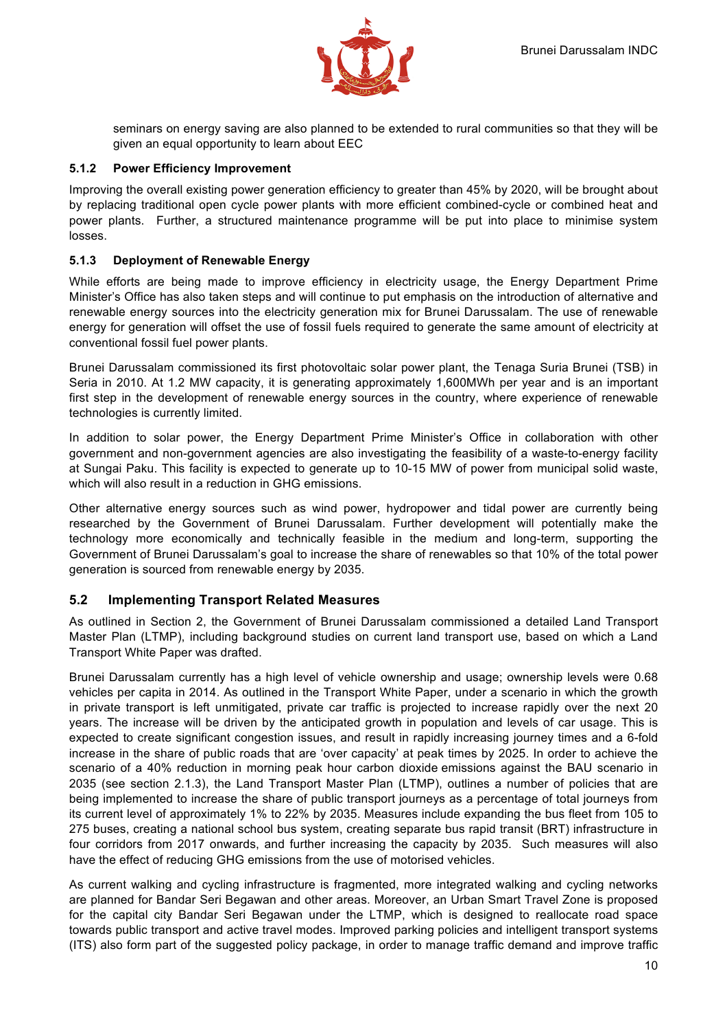seminars on energy saving are also planned to be extended to rural communities so that they will be given an equal opportunity to learn about EEC

#### 5.1.2 Power Efficiency Improvement

Improving the overall existing power generation efficiency to greater than 45% by 2020, will be brought about by replacing traditional open cycle power plants with more efficient combined-cycle or combined heat and power plants. Further, a structured maintenance programme will be put into place to minimise system losses.

#### 5.1.3 Deployment of Renewable Energy

While efforts are being made to improve efficiency in electricity usage, the Energy Department Prime Minister's Office has also taken steps and will continue to put emphasis on the introduction of alternative and renewable energy sources into the electricity generation mix for Brunei Darussalam. The use of renewable energy for generation will offset the use of fossil fuels required to generate the same amount of electricity at conventional fossil fuel power plants.

Brunei Darussalam commissioned its first photovoltaic solar power plant, the Tenaga Suria Brunei (TSB) in Seria in 2010. At 1.2 MW capacity, it is generating approximately 1,600MWh per year and is an important first step in the development of renewable energy sources in the country, where experience of renewable technologies is currently limited.

In addition to solar power, the Energy Department Prime Minister's Office in collaboration with other government and non-government agencies are also investigating the feasibility of a waste-to-energy facility at Sungai Paku. This facility is expected to generate up to 10-15 MW of power from municipal solid waste, which will also result in a reduction in GHG emissions.

Other alternative energy sources such as wind power, hydropower and tidal power are currently being researched by the Government of Brunei Darussalam. Further development will potentially make the technology more economically and technically feasible in the medium and long-term, supporting the Government of Brunei Darussalam's goal to increase the share of renewables so that 10% of the total power generation is sourced from renewable energy by 2035.

### 5.2 Implementing Transport Related Measures

As outlined in Section 2, the Government of Brunei Darussalam commissioned a detailed Land Transport Master Plan (LTMP), including background studies on current land transport use, based on which a Land Transport White Paper was drafted.

Brunei Darussalam currently has a high level of vehicle ownership and usage; ownership levels were 0.68 vehicles per capita in 2014. As outlined in the Transport White Paper, under a scenario in which the growth in private transport is left unmitigated, private car traffic is projected to increase rapidly over the next 20 years. The increase will be driven by the anticipated growth in population and levels of car usage. This is expected to create significant congestion issues, and result in rapidly increasing journey times and a 6-fold increase in the share of public roads that are 'over capacity' at peak times by 2025. In order to achieve the scenario of a 40% reduction in morning peak hour carbon dioxide emissions against the BAU scenario in 2035 (see section 2.1.3), the Land Transport Master Plan (LTMP), outlines a number of policies that are being implemented to increase the share of public transport journeys as a percentage of total journeys from its current level of approximately 1% to 22% by 2035. Measures include expanding the bus fleet from 105 to 275 buses, creating a national school bus system, creating separate bus rapid transit (BRT) infrastructure in four corridors from 2017 onwards, and further increasing the capacity by 2035. Such measures will also have the effect of reducing GHG emissions from the use of motorised vehicles.

As current walking and cycling infrastructure is fragmented, more integrated walking and cycling networks are planned for Bandar Seri Begawan and other areas. Moreover, an Urban Smart Travel Zone is proposed for the capital city Bandar Seri Begawan under the LTMP, which is designed to reallocate road space towards public transport and active travel modes. Improved parking policies and intelligent transport systems (ITS) also form part of the suggested policy package, in order to manage traffic demand and improve traffic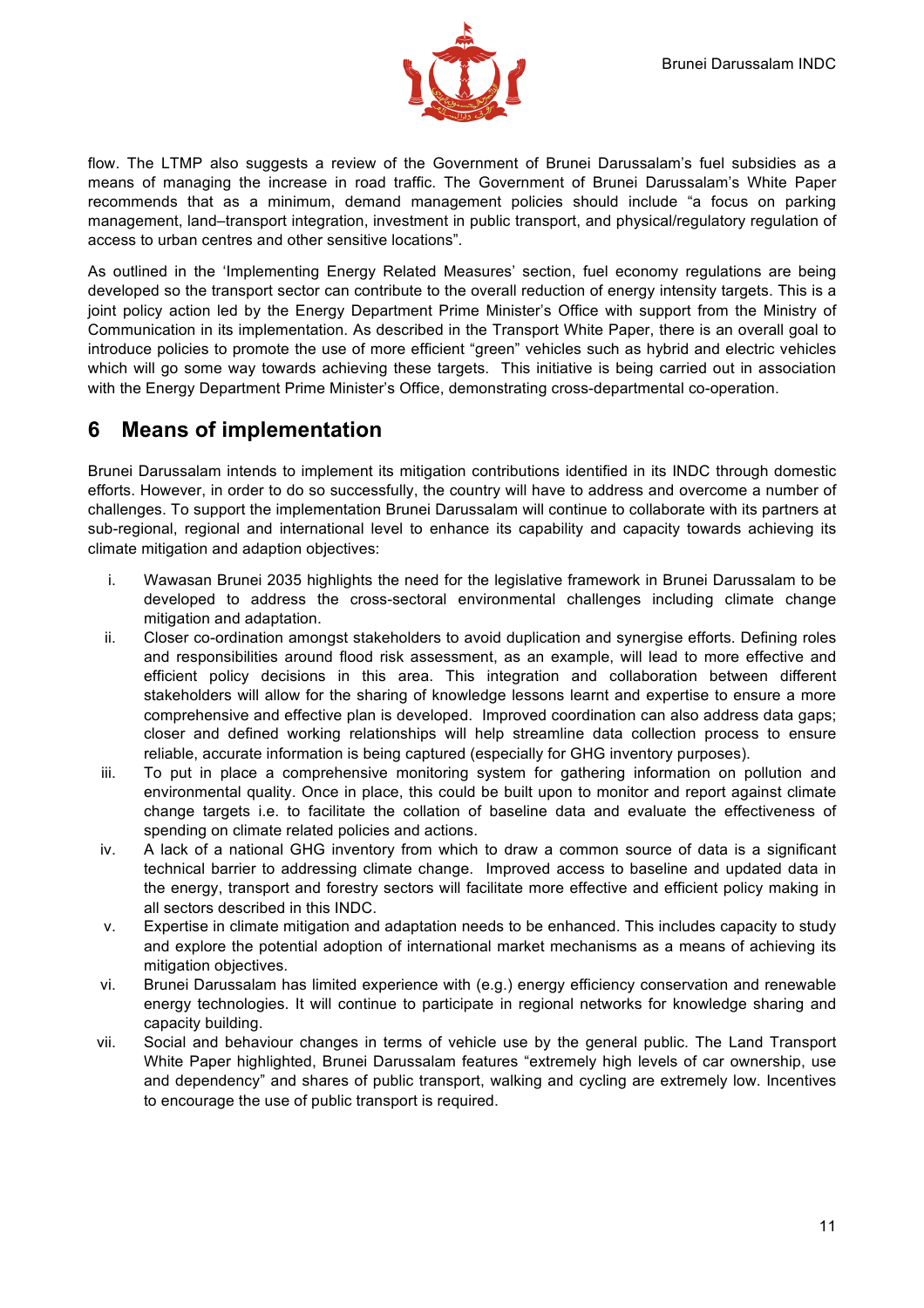flow. The LTMP also suggests a review of the Government of Brunei Darussalam's fuel subsidies as a means of managing the increase in road traffic. The Government of Brunei Darussalam's White Paper recommends that as a minimum, demand management policies should include "a focus on parking management, land–transport integration, investment in public transport, and physical/regulatory regulation of access to urban centres and other sensitive locations".

As outlined in the 'Implementing Energy Related Measures' section, fuel economy regulations are being developed so the transport sector can contribute to the overall reduction of energy intensity targets. This is a joint policy action led by the Energy Department Prime Minister's Office with support from the Ministry of Communication in its implementation. As described in the Transport White Paper, there is an overall goal to introduce policies to promote the use of more efficient "green" vehicles such as hybrid and electric vehicles which will go some way towards achieving these targets. This initiative is being carried out in association with the Energy Department Prime Minister's Office, demonstrating cross-departmental co-operation.

# 6 Means of implementation

Brunei Darussalam intends to implement its mitigation contributions identified in its INDC through domestic efforts. However, in order to do so successfully, the country will have to address and overcome a number of challenges. To support the implementation Brunei Darussalam will continue to collaborate with its partners at sub-regional, regional and international level to enhance its capability and capacity towards achieving its climate mitigation and adaption objectives:

i. Wawasan Brunei 2035 highlights the need for the legislative framework in Brunei Darussalam to be developed to address the cross-sectoral environmental challenges including climate change mitigation and adaptation.
ii. Closer co-ordination amongst stakeholders to avoid duplication and synergise efforts. Defining roles and responsibilities around flood risk assessment, as an example, will lead to more effective and efficient policy decisions in this area. This integration and collaboration between different stakeholders will allow for the sharing of knowledge lessons learnt and expertise to ensure a more comprehensive and effective plan is developed. Improved coordination can also address data gaps; closer and defined working relationships will help streamline data collection process to ensure reliable, accurate information is being captured (especially for GHG inventory purposes).
iii. To put in place a comprehensive monitoring system for gathering information on pollution and environmental quality. Once in place, this could be built upon to monitor and report against climate change targets i.e. to facilitate the collation of baseline data and evaluate the effectiveness of spending on climate related policies and actions.
iv. A lack of a national GHG inventory from which to draw a common source of data is a significant technical barrier to addressing climate change. Improved access to baseline and updated data in the energy, transport and forestry sectors will facilitate more effective and efficient policy making in all sectors described in this INDC.
v. Expertise in climate mitigation and adaptation needs to be enhanced. This includes capacity to study and explore the potential adoption of international market mechanisms as a means of achieving its mitigation objectives.
vi. Brunei Darussalam has limited experience with (e.g.) energy efficiency conservation and renewable energy technologies. It will continue to participate in regional networks for knowledge sharing and capacity building.
vii. Social and behaviour changes in terms of vehicle use by the general public. The Land Transport White Paper highlighted, Brunei Darussalam features "extremely high levels of car ownership, use and dependency" and shares of public transport, walking and cycling are extremely low. Incentives to encourage the use of public transport is required.